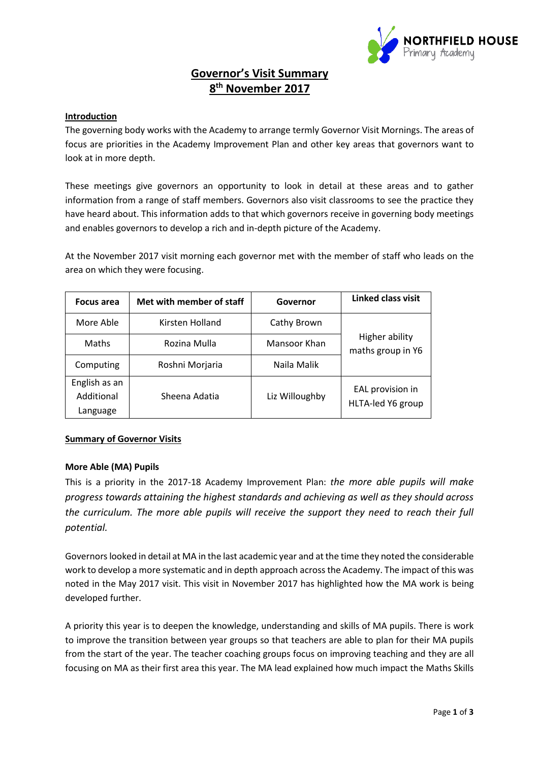# Governor's Visit Summary
## 8th November 2017

**Introduction**

The governing body works with the Academy to arrange termly Governor Visit Mornings. The areas of focus are priorities in the Academy Improvement Plan and other key areas that governors want to look at in more depth.

These meetings give governors an opportunity to look in detail at these areas and to gather information from a range of staff members. Governors also visit classrooms to see the practice they have heard about. This information adds to that which governors receive in governing body meetings and enables governors to develop a rich and in-depth picture of the Academy.

At the November 2017 visit morning each governor met with the member of staff who leads on the area on which they were focusing.

| Focus area | Met with member of staff | Governor | Linked class visit |
|---|---|---|---|
| More Able | Kirsten Holland | Cathy Brown | Higher ability maths group in Y6 |
| Maths | Rozina Mulla | Mansoor Khan | |
| Computing | Roshni Morjaria | Naila Malik | |
| English as an Additional Language | Sheena Adatia | Liz Willoughby | EAL provision in HLTA-led Y6 group |

**Summary of Governor Visits**

**More Able (MA) Pupils**

This is a priority in the 2017-18 Academy Improvement Plan: *the more able pupils will make progress towards attaining the highest standards and achieving as well as they should across the curriculum. The more able pupils will receive the support they need to reach their full potential.*

Governors looked in detail at MA in the last academic year and at the time they noted the considerable work to develop a more systematic and in depth approach across the Academy. The impact of this was noted in the May 2017 visit. This visit in November 2017 has highlighted how the MA work is being developed further.

A priority this year is to deepen the knowledge, understanding and skills of MA pupils. There is work to improve the transition between year groups so that teachers are able to plan for their MA pupils from the start of the year. The teacher coaching groups focus on improving teaching and they are all focusing on MA as their first area this year. The MA lead explained how much impact the Maths Skills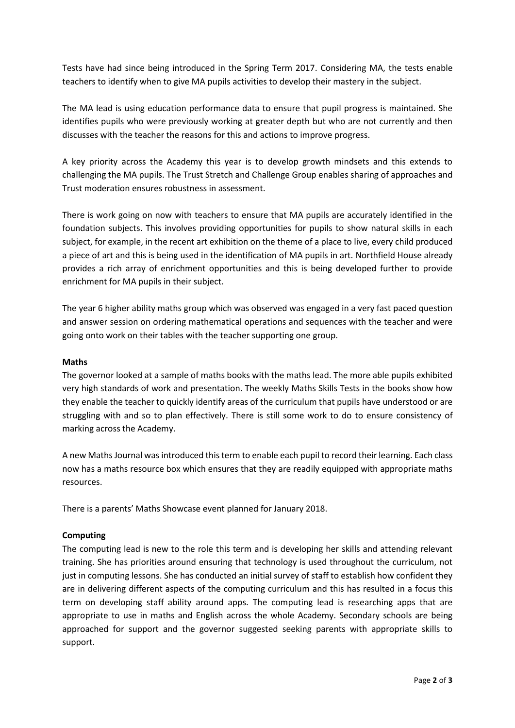Tests have had since being introduced in the Spring Term 2017. Considering MA, the tests enable teachers to identify when to give MA pupils activities to develop their mastery in the subject.

The MA lead is using education performance data to ensure that pupil progress is maintained. She identifies pupils who were previously working at greater depth but who are not currently and then discusses with the teacher the reasons for this and actions to improve progress.

A key priority across the Academy this year is to develop growth mindsets and this extends to challenging the MA pupils. The Trust Stretch and Challenge Group enables sharing of approaches and Trust moderation ensures robustness in assessment.

There is work going on now with teachers to ensure that MA pupils are accurately identified in the foundation subjects. This involves providing opportunities for pupils to show natural skills in each subject, for example, in the recent art exhibition on the theme of a place to live, every child produced a piece of art and this is being used in the identification of MA pupils in art. Northfield House already provides a rich array of enrichment opportunities and this is being developed further to provide enrichment for MA pupils in their subject.

The year 6 higher ability maths group which was observed was engaged in a very fast paced question and answer session on ordering mathematical operations and sequences with the teacher and were going onto work on their tables with the teacher supporting one group.

**Maths**

The governor looked at a sample of maths books with the maths lead. The more able pupils exhibited very high standards of work and presentation. The weekly Maths Skills Tests in the books show how they enable the teacher to quickly identify areas of the curriculum that pupils have understood or are struggling with and so to plan effectively. There is still some work to do to ensure consistency of marking across the Academy.

A new Maths Journal was introduced this term to enable each pupil to record their learning. Each class now has a maths resource box which ensures that they are readily equipped with appropriate maths resources.

There is a parents' Maths Showcase event planned for January 2018.

**Computing**

The computing lead is new to the role this term and is developing her skills and attending relevant training. She has priorities around ensuring that technology is used throughout the curriculum, not just in computing lessons. She has conducted an initial survey of staff to establish how confident they are in delivering different aspects of the computing curriculum and this has resulted in a focus this term on developing staff ability around apps. The computing lead is researching apps that are appropriate to use in maths and English across the whole Academy. Secondary schools are being approached for support and the governor suggested seeking parents with appropriate skills to support.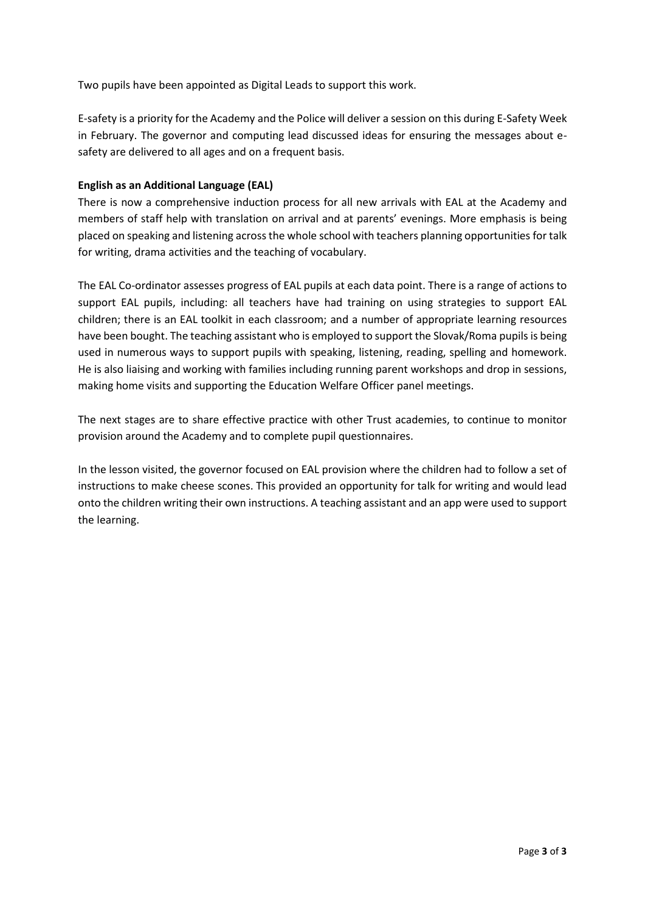Two pupils have been appointed as Digital Leads to support this work.

E-safety is a priority for the Academy and the Police will deliver a session on this during E-Safety Week in February. The governor and computing lead discussed ideas for ensuring the messages about e-safety are delivered to all ages and on a frequent basis.

**English as an Additional Language (EAL)**

There is now a comprehensive induction process for all new arrivals with EAL at the Academy and members of staff help with translation on arrival and at parents' evenings. More emphasis is being placed on speaking and listening across the whole school with teachers planning opportunities for talk for writing, drama activities and the teaching of vocabulary.

The EAL Co-ordinator assesses progress of EAL pupils at each data point. There is a range of actions to support EAL pupils, including: all teachers have had training on using strategies to support EAL children; there is an EAL toolkit in each classroom; and a number of appropriate learning resources have been bought. The teaching assistant who is employed to support the Slovak/Roma pupils is being used in numerous ways to support pupils with speaking, listening, reading, spelling and homework. He is also liaising and working with families including running parent workshops and drop in sessions, making home visits and supporting the Education Welfare Officer panel meetings.

The next stages are to share effective practice with other Trust academies, to continue to monitor provision around the Academy and to complete pupil questionnaires.

In the lesson visited, the governor focused on EAL provision where the children had to follow a set of instructions to make cheese scones. This provided an opportunity for talk for writing and would lead onto the children writing their own instructions. A teaching assistant and an app were used to support the learning.